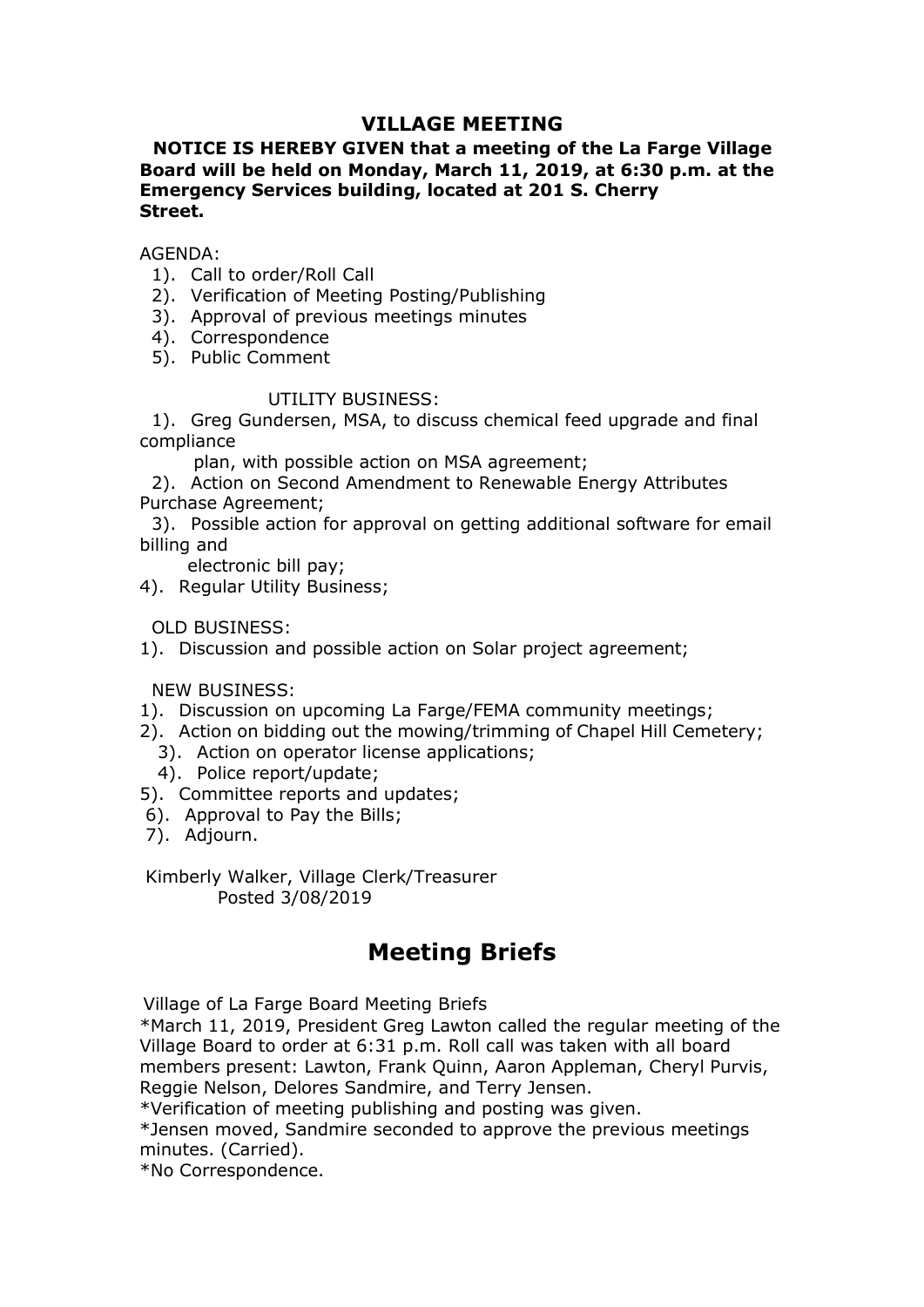## VILLAGE MEETING

**NOTICE IS HEREBY GIVEN that a meeting of the La Farge Village Board will be held on Monday, March 11, 2019, at 6:30 p.m. at the Emergency Services building, located at 201 S. Cherry Street.**

AGENDA:

1). Call to order/Roll Call
2). Verification of Meeting Posting/Publishing
3). Approval of previous meetings minutes
4). Correspondence
5). Public Comment

UTILITY BUSINESS:

1). Greg Gundersen, MSA, to discuss chemical feed upgrade and final compliance plan, with possible action on MSA agreement;
2). Action on Second Amendment to Renewable Energy Attributes Purchase Agreement;
3). Possible action for approval on getting additional software for email billing and electronic bill pay;
4). Regular Utility Business;

OLD BUSINESS:

1). Discussion and possible action on Solar project agreement;

NEW BUSINESS:

1). Discussion on upcoming La Farge/FEMA community meetings;
2). Action on bidding out the mowing/trimming of Chapel Hill Cemetery;
3). Action on operator license applications;
4). Police report/update;
5). Committee reports and updates;
6). Approval to Pay the Bills;
7). Adjourn.

Kimberly Walker, Village Clerk/Treasurer
Posted 3/08/2019

# Meeting Briefs

Village of La Farge Board Meeting Briefs

*March 11, 2019, President Greg Lawton called the regular meeting of the Village Board to order at 6:31 p.m. Roll call was taken with all board members present: Lawton, Frank Quinn, Aaron Appleman, Cheryl Purvis, Reggie Nelson, Delores Sandmire, and Terry Jensen.

*Verification of meeting publishing and posting was given.

*Jensen moved, Sandmire seconded to approve the previous meetings minutes. (Carried).

*No Correspondence.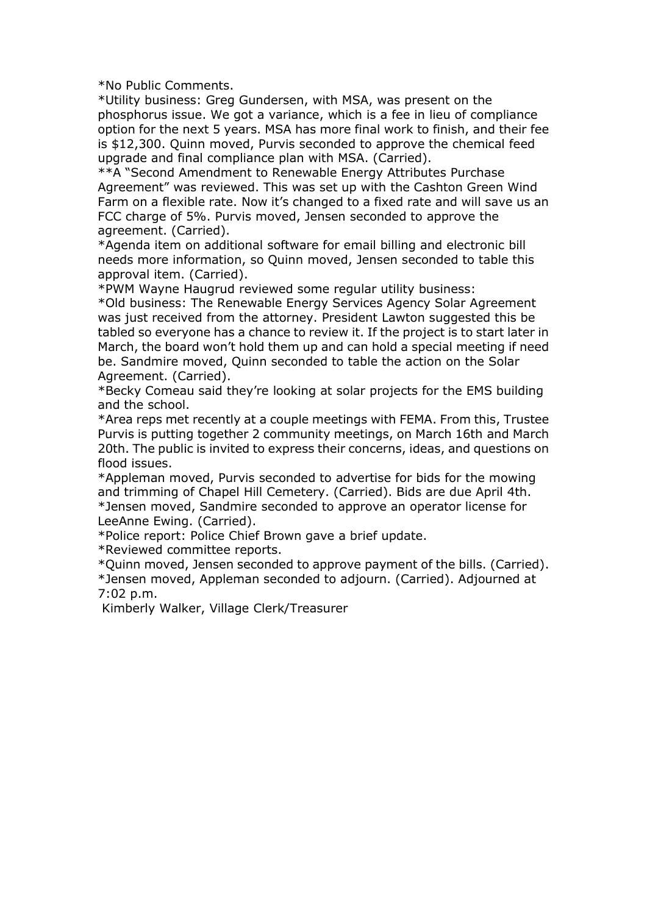*No Public Comments.

*Utility business: Greg Gundersen, with MSA, was present on the phosphorus issue. We got a variance, which is a fee in lieu of compliance option for the next 5 years. MSA has more final work to finish, and their fee is $12,300. Quinn moved, Purvis seconded to approve the chemical feed upgrade and final compliance plan with MSA. (Carried).

**A "Second Amendment to Renewable Energy Attributes Purchase Agreement" was reviewed. This was set up with the Cashton Green Wind Farm on a flexible rate. Now it's changed to a fixed rate and will save us an FCC charge of 5%. Purvis moved, Jensen seconded to approve the agreement. (Carried).

*Agenda item on additional software for email billing and electronic bill needs more information, so Quinn moved, Jensen seconded to table this approval item. (Carried).

*PWM Wayne Haugrud reviewed some regular utility business:

*Old business: The Renewable Energy Services Agency Solar Agreement was just received from the attorney. President Lawton suggested this be tabled so everyone has a chance to review it. If the project is to start later in March, the board won't hold them up and can hold a special meeting if need be. Sandmire moved, Quinn seconded to table the action on the Solar Agreement. (Carried).

*Becky Comeau said they're looking at solar projects for the EMS building and the school.

*Area reps met recently at a couple meetings with FEMA. From this, Trustee Purvis is putting together 2 community meetings, on March 16th and March 20th. The public is invited to express their concerns, ideas, and questions on flood issues.

*Appleman moved, Purvis seconded to advertise for bids for the mowing and trimming of Chapel Hill Cemetery. (Carried). Bids are due April 4th.

*Jensen moved, Sandmire seconded to approve an operator license for LeeAnne Ewing. (Carried).

*Police report: Police Chief Brown gave a brief update.

*Reviewed committee reports.

*Quinn moved, Jensen seconded to approve payment of the bills. (Carried).

*Jensen moved, Appleman seconded to adjourn. (Carried). Adjourned at 7:02 p.m.

Kimberly Walker, Village Clerk/Treasurer